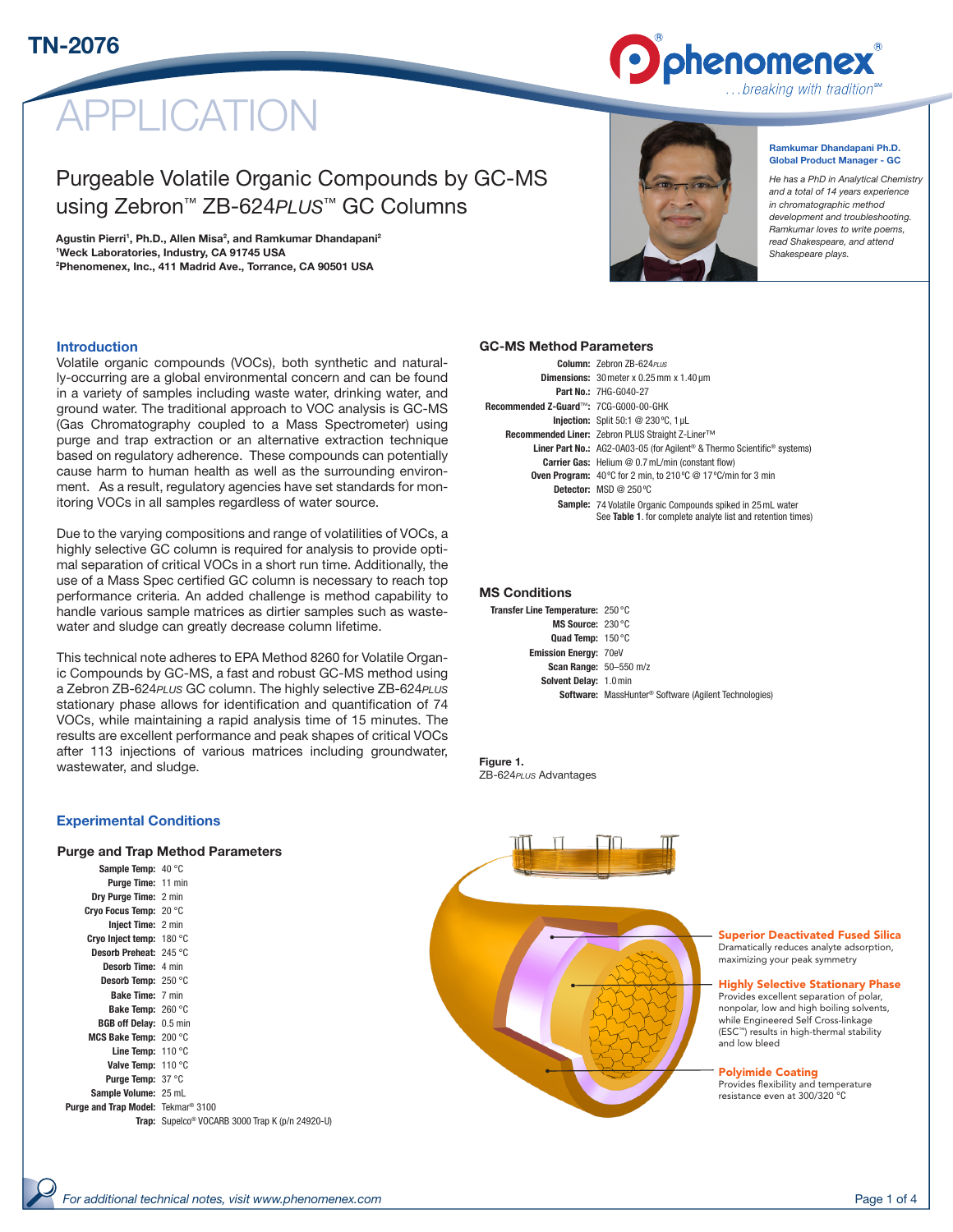# APPLICATION

## Purgeable Volatile Organic Compounds by GC-MS using Zebron™ ZB-624*PLUS*™ GC Columns

**Agustin Pierri[1], Ph.D., Allen Misa[2], and Ramkumar Dhandapani[2]**
**[1]Weck Laboratories, Industry, CA 91745 USA**
**[2]Phenomenex, Inc., 411 Madrid Ave., Torrance, CA 90501 USA**

**Ramkumar Dhandapani Ph.D.**
**Global Product Manager - GC**

*He has a PhD in Analytical Chemistry and a total of 14 years experience in chromatographic method development and troubleshooting. Ramkumar loves to write poems, read Shakespeare, and attend Shakespeare plays.*

### Introduction

Volatile organic compounds (VOCs), both synthetic and naturally-occurring are a global environmental concern and can be found in a variety of samples including waste water, drinking water, and ground water. The traditional approach to VOC analysis is GC-MS (Gas Chromatography coupled to a Mass Spectrometer) using purge and trap extraction or an alternative extraction technique based on regulatory adherence. These compounds can potentially cause harm to human health as well as the surrounding environment. As a result, regulatory agencies have set standards for monitoring VOCs in all samples regardless of water source.

Due to the varying compositions and range of volatilities of VOCs, a highly selective GC column is required for analysis to provide optimal separation of critical VOCs in a short run time. Additionally, the use of a Mass Spec certified GC column is necessary to reach top performance criteria. An added challenge is method capability to handle various sample matrices as dirtier samples such as wastewater and sludge can greatly decrease column lifetime.

This technical note adheres to EPA Method 8260 for Volatile Organic Compounds by GC-MS, a fast and robust GC-MS method using a Zebron ZB-624*PLUS* GC column. The highly selective ZB-624*PLUS* stationary phase allows for identification and quantification of 74 VOCs, while maintaining a rapid analysis time of 15 minutes. The results are excellent performance and peak shapes of critical VOCs after 113 injections of various matrices including groundwater, wastewater, and sludge.

### Experimental Conditions

#### Purge and Trap Method Parameters

**Sample Temp:** 40 °C
**Purge Time:** 11 min
**Dry Purge Time:** 2 min
**Cryo Focus Temp:** 20 °C
**Inject Time:** 2 min
**Cryo Inject temp:** 180 °C
**Desorb Preheat:** 245 °C
**Desorb Time:** 4 min
**Desorb Temp:** 250 °C
**Bake Time:** 7 min
**Bake Temp:** 260 °C
**BGB off Delay:** 0.5 min
**MCS Bake Temp:** 200 °C
**Line Temp:** 110 °C
**Valve Temp:** 110 °C
**Purge Temp:** 37 °C
**Sample Volume:** 25 mL
**Purge and Trap Model:** Tekmar® 3100
**Trap:** Supelco® VOCARB 3000 Trap K (p/n 24920-U)

#### GC-MS Method Parameters

**Column:** Zebron ZB-624*PLUS*
**Dimensions:** 30 meter x 0.25 mm x 1.40 µm
**Part No.:** 7HG-G040-27
**Recommended Z-Guard™:** 7CG-G000-00-GHK
**Injection:** Split 50:1 @ 230 °C, 1 µL
**Recommended Liner:** Zebron PLUS Straight Z-Liner™
**Liner Part No.:** AG2-0A03-05 (for Agilent® & Thermo Scientific® systems)
**Carrier Gas:** Helium @ 0.7 mL/min (constant flow)
**Oven Program:** 40 °C for 2 min, to 210 °C @ 17 °C/min for 3 min
**Detector:** MSD @ 250 °C
**Sample:** 74 Volatile Organic Compounds spiked in 25 mL water
See **Table 1**. for complete analyte list and retention times)

#### MS Conditions

**Transfer Line Temperature:** 250 °C
**MS Source:** 230 °C
**Quad Temp:** 150 °C
**Emission Energy:** 70eV
**Scan Range:** 50–550 m/z
**Solvent Delay:** 1.0 min
**Software:** MassHunter® Software (Agilent Technologies)

**Figure 1.**
ZB-624*PLUS* Advantages

**Superior Deactivated Fused Silica**
Dramatically reduces analyte adsorption, maximizing your peak symmetry

**Highly Selective Stationary Phase**
Provides excellent separation of polar, nonpolar, low and high boiling solvents, while Engineered Self Cross-linkage (ESC™) results in high-thermal stability and low bleed

**Polyimide Coating**
Provides flexibility and temperature resistance even at 300/320 °C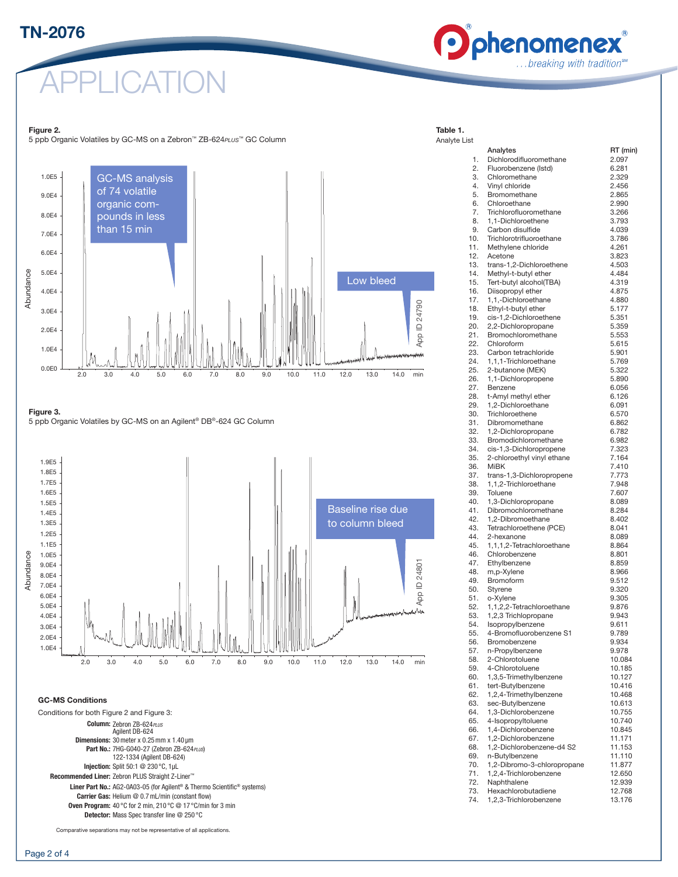# APPLICATION

**Figure 2.**
5 ppb Organic Volatiles by GC-MS on a Zebron™ ZB-624*PLUS*™ GC Column

GC-MS analysis of 74 volatile organic compounds in less than 15 min

Low bleed

App ID 24790

**Figure 3.**
5 ppb Organic Volatiles by GC-MS on an Agilent® DB®-624 GC Column

Baseline rise due to column bleed

App ID 24801

**Table 1.**
Analyte List

| | Analytes | RT (min) |
|---|---|---|
| 1. | Dichlorodifluoromethane | 2.097 |
| 2. | Fluorobenzene (Istd) | 6.281 |
| 3. | Chloromethane | 2.329 |
| 4. | Vinyl chloride | 2.456 |
| 5. | Bromomethane | 2.865 |
| 6. | Chloroethane | 2.990 |
| 7. | Trichlorofluoromethane | 3.266 |
| 8. | 1,1-Dichloroethene | 3.793 |
| 9. | Carbon disulfide | 4.039 |
| 10. | Trichlorotrifluoroethane | 3.786 |
| 11. | Methylene chloride | 4.261 |
| 12. | Acetone | 3.823 |
| 13. | trans-1,2-Dichloroethene | 4.503 |
| 14. | Methyl-t-butyl ether | 4.484 |
| 15. | Tert-butyl alcohol(TBA) | 4.319 |
| 16. | Diisopropyl ether | 4.875 |
| 17. | 1,1,-Dichloroethane | 4.880 |
| 18. | Ethyl-t-butyl ether | 5.177 |
| 19. | cis-1,2-Dichloroethene | 5.351 |
| 20. | 2,2-Dichloropropane | 5.359 |
| 21. | Bromochloromethane | 5.553 |
| 22. | Chloroform | 5.615 |
| 23. | Carbon tetrachloride | 5.901 |
| 24. | 1,1,1-Trichloroethane | 5.769 |
| 25. | 2-butanone (MEK) | 5.322 |
| 26. | 1,1-Dichloropropene | 5.890 |
| 27. | Benzene | 6.056 |
| 28. | t-Amyl methyl ether | 6.126 |
| 29. | 1,2-Dichloroethane | 6.091 |
| 30. | Trichloroethene | 6.570 |
| 31. | Dibromomethane | 6.862 |
| 32. | 1,2-Dichloropropane | 6.782 |
| 33. | Bromodichloromethane | 6.982 |
| 34. | cis-1,3-Dichloropropene | 7.323 |
| 35. | 2-chloroethyl vinyl ethane | 7.164 |
| 36. | MiBK | 7.410 |
| 37. | trans-1,3-Dichloropropene | 7.773 |
| 38. | 1,1,2-Trichloroethane | 7.948 |
| 39. | Toluene | 7.607 |
| 40. | 1,3-Dichloropropane | 8.089 |
| 41. | Dibromochloromethane | 8.284 |
| 42. | 1,2-Dibromoethane | 8.402 |
| 43. | Tetrachloroethene (PCE) | 8.041 |
| 44. | 2-hexanone | 8.089 |
| 45. | 1,1,1,2-Tetrachloroethane | 8.864 |
| 46. | Chlorobenzene | 8.801 |
| 47. | Ethylbenzene | 8.859 |
| 48. | m,p-Xylene | 8.966 |
| 49. | Bromoform | 9.512 |
| 50. | Styrene | 9.320 |
| 51. | o-Xylene | 9.305 |
| 52. | 1,1,2,2-Tetrachloroethane | 9.876 |
| 53. | 1,2,3 Trichlopropane | 9.943 |
| 54. | Isopropylbenzene | 9.611 |
| 55. | 4-Bromofluorobenzene S1 | 9.789 |
| 56. | Bromobenzene | 9.934 |
| 57. | n-Propylbenzene | 9.978 |
| 58. | 2-Chlorotoluene | 10.084 |
| 59. | 4-Chlorotoluene | 10.185 |
| 60. | 1,3,5-Trimethylbenzene | 10.127 |
| 61. | tert-Butylbenzene | 10.416 |
| 62. | 1,2,4-Trimethylbenzene | 10.468 |
| 63. | sec-Butylbenzene | 10.613 |
| 64. | 1,3-Dichlorobenzene | 10.755 |
| 65. | 4-Isopropyltoluene | 10.740 |
| 66. | 1,4-Dichlorobenzene | 10.845 |
| 67. | 1,2-Dichlorobenzene | 11.171 |
| 68. | 1,2-Dichlorobenzene-d4 S2 | 11.153 |
| 69. | n-Butylbenzene | 11.110 |
| 70. | 1,2-Dibromo-3-chloropropane | 11.877 |
| 71. | 1,2,4-Trichlorobenzene | 12.650 |
| 72. | Naphthalene | 12.939 |
| 73. | Hexachlorobutadiene | 12.768 |
| 74. | 1,2,3-Trichlorobenzene | 13.176 |

### GC-MS Conditions

Conditions for both Figure 2 and Figure 3:

**Column:** Zebron ZB-624*PLUS*
Agilent DB-624
**Dimensions:** 30 meter x 0.25 mm x 1.40 µm
**Part No.:** 7HG-G040-27 (Zebron ZB-624*PLUS*)
122-1334 (Agilent DB-624)
**Injection:** Split 50:1 @ 230 °C, 1 µL
**Recommended Liner:** Zebron PLUS Straight Z-Liner™
**Liner Part No.:** AG2-0A03-05 (for Agilent® & Thermo Scientific® systems)
**Carrier Gas:** Helium @ 0.7 mL/min (constant flow)
**Oven Program:** 40 °C for 2 min, 210 °C @ 17 °C/min for 3 min
**Detector:** Mass Spec transfer line @ 250 °C

Comparative separations may not be representative of all applications.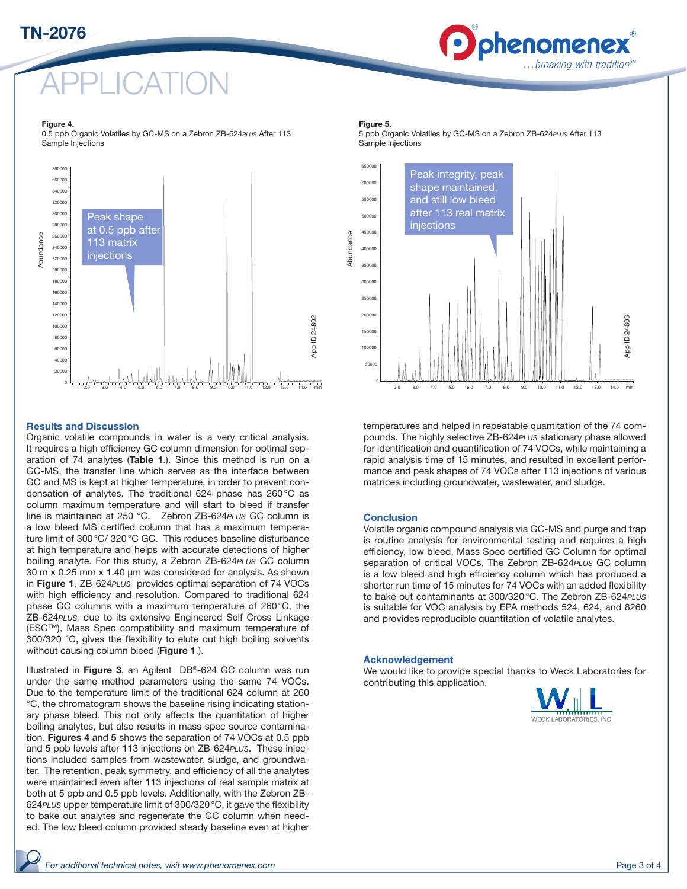**Figure 4.**
0.5 ppb Organic Volatiles by GC-MS on a Zebron ZB-624*PLUS* After 113 Sample Injections

**Figure 5.**
5 ppb Organic Volatiles by GC-MS on a Zebron ZB-624*PLUS* After 113 Sample Injections

## Results and Discussion

Organic volatile compounds in water is a very critical analysis. It requires a high efficiency GC column dimension for optimal separation of 74 analytes (**Table 1**.). Since this method is run on a GC-MS, the transfer line which serves as the interface between GC and MS is kept at higher temperature, in order to prevent condensation of analytes. The traditional 624 phase has 260 °C as column maximum temperature and will start to bleed if transfer line is maintained at 250 °C. Zebron ZB-624*PLUS* GC column is a low bleed MS certified column that has a maximum temperature limit of 300 °C/ 320 °C GC. This reduces baseline disturbance at high temperature and helps with accurate detections of higher boiling analyte. For this study, a Zebron ZB-624*PLUS* GC column 30 m x 0.25 mm x 1.40 µm was considered for analysis. As shown in **Figure 1**, ZB-624*PLUS* provides optimal separation of 74 VOCs with high efficiency and resolution. Compared to traditional 624 phase GC columns with a maximum temperature of 260 °C, the ZB-624*PLUS,* due to its extensive Engineered Self Cross Linkage (ESC™), Mass Spec compatibility and maximum temperature of 300/320 °C, gives the flexibility to elute out high boiling solvents without causing column bleed (**Figure 1**.).

Illustrated in **Figure 3**, an Agilent DB®-624 GC column was run under the same method parameters using the same 74 VOCs. Due to the temperature limit of the traditional 624 column at 260 °C, the chromatogram shows the baseline rising indicating stationary phase bleed. This not only affects the quantitation of higher boiling analytes, but also results in mass spec source contamination. **Figures 4** and **5** shows the separation of 74 VOCs at 0.5 ppb and 5 ppb levels after 113 injections on ZB-624*PLUS*. These injections included samples from wastewater, sludge, and groundwater. The retention, peak symmetry, and efficiency of all the analytes were maintained even after 113 injections of real sample matrix at both at 5 ppb and 0.5 ppb levels. Additionally, with the Zebron ZB-624*PLUS* upper temperature limit of 300/320 °C, it gave the flexibility to bake out analytes and regenerate the GC column when needed. The low bleed column provided steady baseline even at higher temperatures and helped in repeatable quantitation of the 74 compounds. The highly selective ZB-624*PLUS* stationary phase allowed for identification and quantification of 74 VOCs, while maintaining a rapid analysis time of 15 minutes, and resulted in excellent performance and peak shapes of 74 VOCs after 113 injections of various matrices including groundwater, wastewater, and sludge.

## Conclusion

Volatile organic compound analysis via GC-MS and purge and trap is routine analysis for environmental testing and requires a high efficiency, low bleed, Mass Spec certified GC Column for optimal separation of critical VOCs. The Zebron ZB-624*PLUS* GC column is a low bleed and high efficiency column which has produced a shorter run time of 15 minutes for 74 VOCs with an added flexibility to bake out contaminants at 300/320 °C. The Zebron ZB-624*PLUS* is suitable for VOC analysis by EPA methods 524, 624, and 8260 and provides reproducible quantitation of volatile analytes.

## Acknowledgement

We would like to provide special thanks to Weck Laboratories for contributing this application.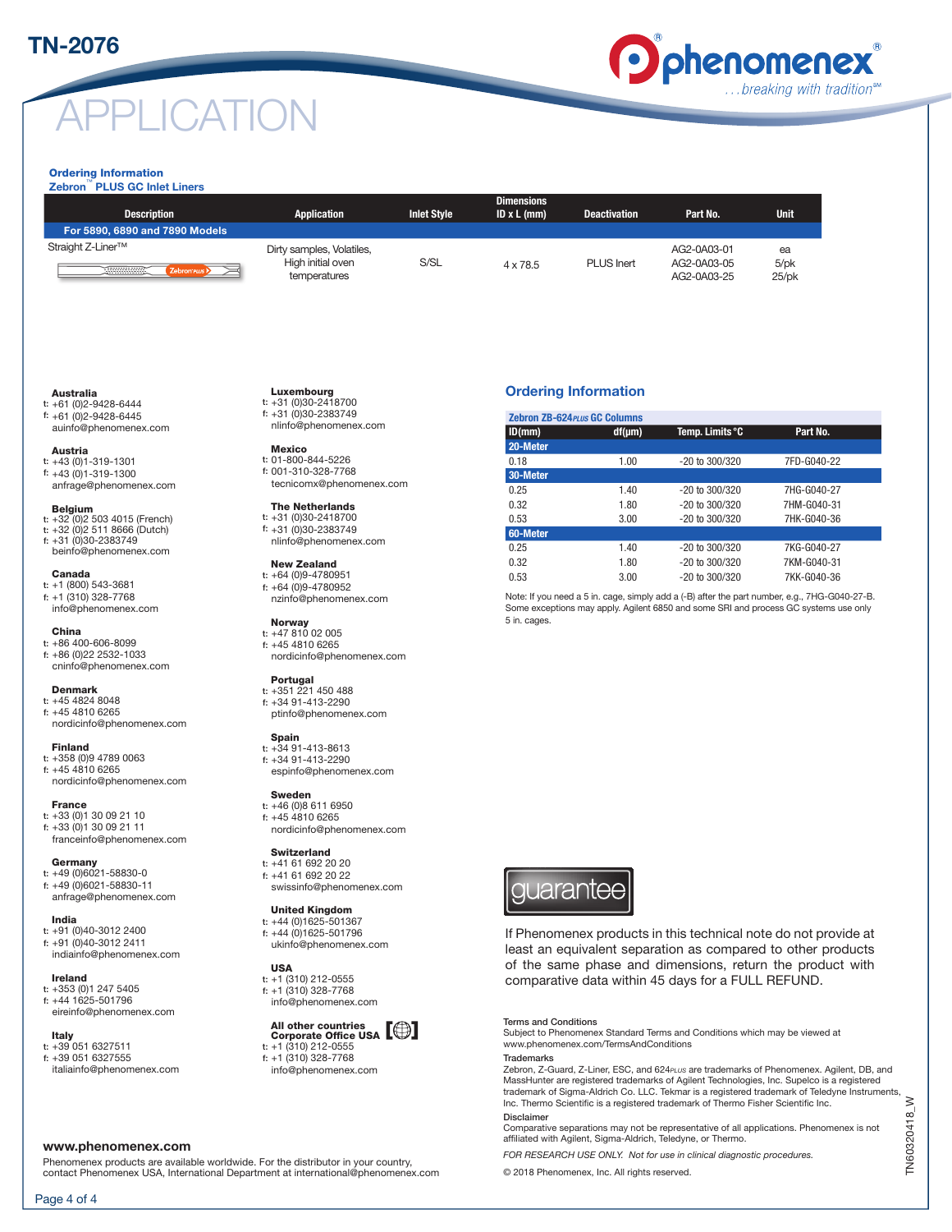## Ordering Information

### Zebron™ PLUS GC Inlet Liners

| Description | Application | Inlet Style | Dimensions ID x L (mm) | Deactivation | Part No. | Unit |
|---|---|---|---|---|---|---|
| **For 5890, 6890 and 7890 Models** | | | | | | |
| Straight Z-Liner™ | Dirty samples, Volatiles, High initial oven temperatures | S/SL | 4 x 78.5 | PLUS Inert | AG2-0A03-01 | ea |
| | | | | | AG2-0A03-05 | 5/pk |
| | | | | | AG2-0A03-25 | 25/pk |

**Australia**
t: +61 (0)2-9428-6444
f: +61 (0)2-9428-6445
auinfo@phenomenex.com

**Austria**
t: +43 (0)1-319-1301
f: +43 (0)1-319-1300
anfrage@phenomenex.com

**Belgium**
t: +32 (0)2 503 4015 (French)
t: +32 (0)2 511 8666 (Dutch)
f: +31 (0)30-2383749
beinfo@phenomenex.com

**Canada**
t: +1 (800) 543-3681
f: +1 (310) 328-7768
info@phenomenex.com

**China**
t: +86 400-606-8099
f: +86 (0)22 2532-1033
cninfo@phenomenex.com

**Denmark**
t: +45 4824 8048
f: +45 4810 6265
nordicinfo@phenomenex.com

**Finland**
t: +358 (0)9 4789 0063
f: +45 4810 6265
nordicinfo@phenomenex.com

**France**
t: +33 (0)1 30 09 21 10
f: +33 (0)1 30 09 21 11
franceinfo@phenomenex.com

**Germany**
t: +49 (0)6021-58830-0
f: +49 (0)6021-58830-11
anfrage@phenomenex.com

**India**
t: +91 (0)40-3012 2400
f: +91 (0)40-3012 2411
indiainfo@phenomenex.com

**Ireland**
t: +353 (0)1 247 5405
f: +44 1625-501796
eireinfo@phenomenex.com

**Italy**
t: +39 051 6327511
f: +39 051 6327555
italiainfo@phenomenex.com

**Luxembourg**
t: +31 (0)30-2418700
f: +31 (0)30-2383749
nlinfo@phenomenex.com

**Mexico**
t: 01-800-844-5226
f: 001-310-328-7768
tecnicomx@phenomenex.com

**The Netherlands**
t: +31 (0)30-2418700
f: +31 (0)30-2383749
nlinfo@phenomenex.com

**New Zealand**
t: +64 (0)9-4780951
f: +64 (0)9-4780952
nzinfo@phenomenex.com

**Norway**
t: +47 810 02 005
f: +45 4810 6265
nordicinfo@phenomenex.com

**Portugal**
t: +351 221 450 488
f: +34 91-413-2290
ptinfo@phenomenex.com

**Spain**
t: +34 91-413-8613
f: +34 91-413-2290
espinfo@phenomenex.com

**Sweden**
t: +46 (0)8 611 6950
f: +45 4810 6265
nordicinfo@phenomenex.com

**Switzerland**
t: +41 61 692 20 20
f: +41 61 692 20 22
swissinfo@phenomenex.com

**United Kingdom**
t: +44 (0)1625-501367
f: +44 (0)1625-501796
ukinfo@phenomenex.com

**USA**
t: +1 (310) 212-0555
f: +1 (310) 328-7768
info@phenomenex.com

**All other countries Corporate Office USA**
t: +1 (310) 212-0555
f: +1 (310) 328-7768
info@phenomenex.com

**www.phenomenex.com**

Phenomenex products are available worldwide. For the distributor in your country, contact Phenomenex USA, International Department at international@phenomenex.com

## Ordering Information

### Zebron ZB-624PLUS GC Columns

| ID(mm) | df(µm) | Temp. Limits °C | Part No. |
|---|---|---|---|
| **20-Meter** | | | |
| 0.18 | 1.00 | -20 to 300/320 | 7FD-G040-22 |
| **30-Meter** | | | |
| 0.25 | 1.40 | -20 to 300/320 | 7HG-G040-27 |
| 0.32 | 1.80 | -20 to 300/320 | 7HM-G040-31 |
| 0.53 | 3.00 | -20 to 300/320 | 7HK-G040-36 |
| **60-Meter** | | | |
| 0.25 | 1.40 | -20 to 300/320 | 7KG-G040-27 |
| 0.32 | 1.80 | -20 to 300/320 | 7KM-G040-31 |
| 0.53 | 3.00 | -20 to 300/320 | 7KK-G040-36 |

Note: If you need a 5 in. cage, simply add a (-B) after the part number, e.g., 7HG-G040-27-B. Some exceptions may apply. Agilent 6850 and some SRI and process GC systems use only 5 in. cages.

guarantee

If Phenomenex products in this technical note do not provide at least an equivalent separation as compared to other products of the same phase and dimensions, return the product with comparative data within 45 days for a FULL REFUND.

**Terms and Conditions**
Subject to Phenomenex Standard Terms and Conditions which may be viewed at www.phenomenex.com/TermsAndConditions

**Trademarks**
Zebron, Z-Guard, Z-Liner, ESC, and 624PLUS are trademarks of Phenomenex. Agilent, DB, and MassHunter are registered trademarks of Agilent Technologies, Inc. Supelco is a registered trademark of Sigma-Aldrich Co. LLC. Tekmar is a registered trademark of Teledyne Instruments, Inc. Thermo Scientific is a registered trademark of Thermo Fisher Scientific Inc.

**Disclaimer**
Comparative separations may not be representative of all applications. Phenomenex is not affiliated with Agilent, Sigma-Aldrich, Teledyne, or Thermo.

*FOR RESEARCH USE ONLY. Not for use in clinical diagnostic procedures.*

© 2018 Phenomenex, Inc. All rights reserved.

TN60320418_W